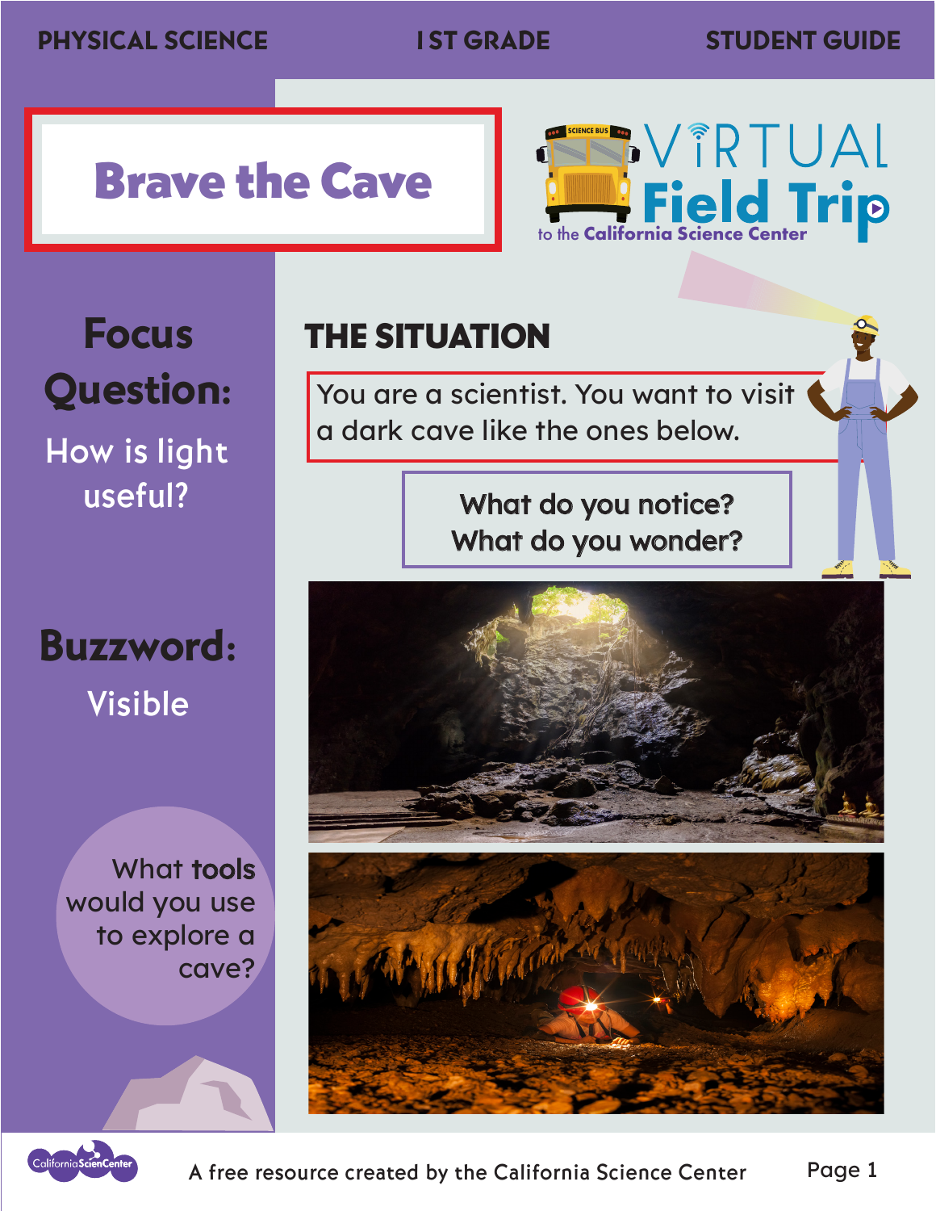PHYSICAL SCIENCE | 1 ST GRADE | STUDENT GUIDE

# Brave the Cave

VIRTUAL Field Trip to the California Science Center

## Focus Question:

How is light useful?

## Buzzword:

Visible

What **tools** would you use to explore a cave?

## THE SITUATION

You are a scientist. You want to visit a dark cave like the ones below.

**What do you notice?**
**What do you wonder?**

A free resource created by the California Science Center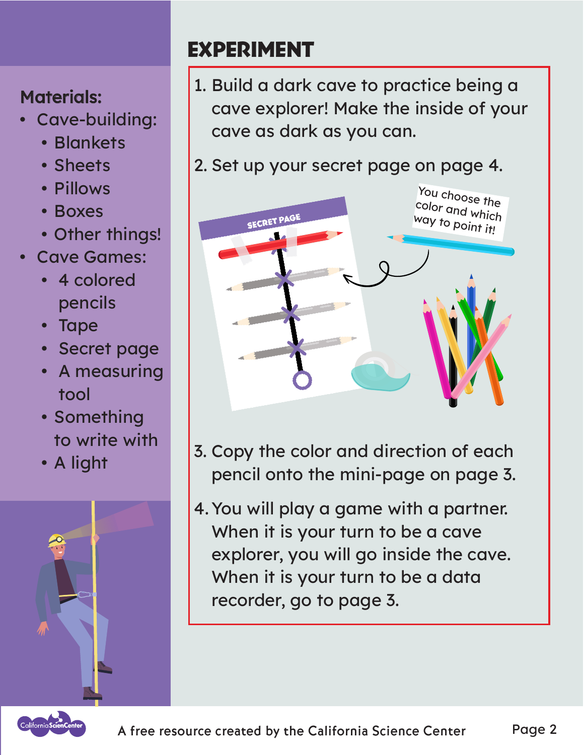**Materials:**

- Cave-building:
  - Blankets
  - Sheets
  - Pillows
  - Boxes
  - Other things!
- Cave Games:
  - 4 colored pencils
  - Tape
  - Secret page
  - A measuring tool
  - Something to write with
  - A light

## EXPERIMENT

1. Build a dark cave to practice being a cave explorer! Make the inside of your cave as dark as you can.
2. Set up your secret page on page 4.

SECRET PAGE

You choose the color and which way to point it!

3. Copy the color and direction of each pencil onto the mini-page on page 3.
4. You will play a game with a partner. When it is your turn to be a cave explorer, you will go inside the cave. When it is your turn to be a data recorder, go to page 3.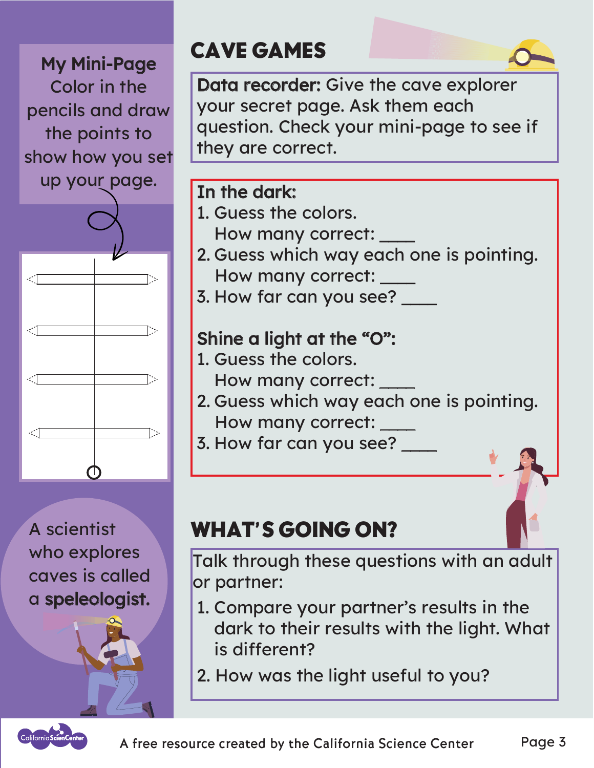**My Mini-Page**
Color in the pencils and draw the points to show how you set up your page.

A scientist who explores caves is called a **speleologist.**

## CAVE GAMES

**Data recorder:** Give the cave explorer your secret page. Ask them each question. Check your mini-page to see if they are correct.

**In the dark:**

1. Guess the colors.
   How many correct: ____
2. Guess which way each one is pointing.
   How many correct: ____
3. How far can you see? ____

**Shine a light at the "O":**

1. Guess the colors.
   How many correct: ____
2. Guess which way each one is pointing.
   How many correct: ____
3. How far can you see? ____

## WHAT'S GOING ON?

Talk through these questions with an adult or partner:

1. Compare your partner's results in the dark to their results with the light. What is different?
2. How was the light useful to you?

A free resource created by the California Science Center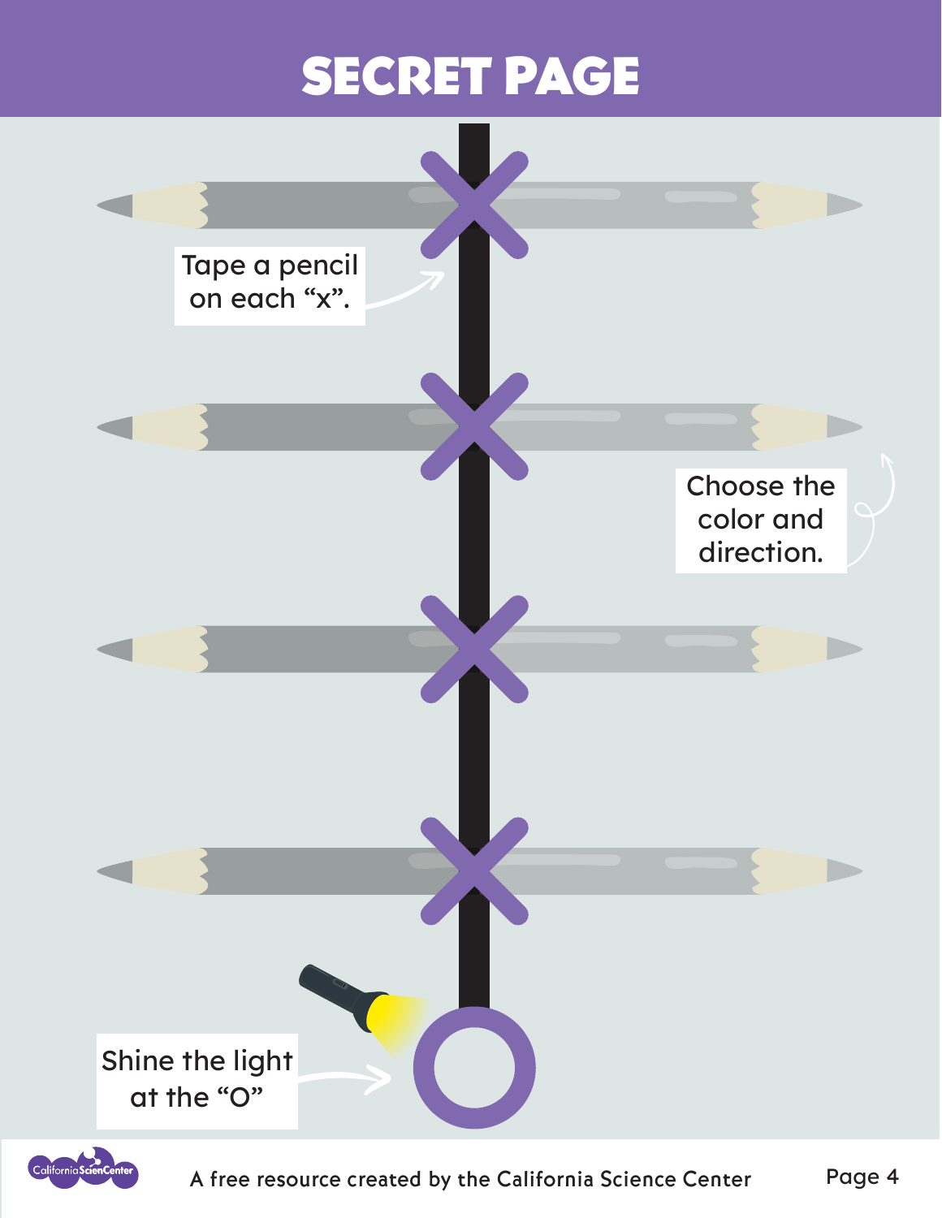# SECRET PAGE

Tape a pencil on each “x”.

Choose the color and direction.

Shine the light at the “O”